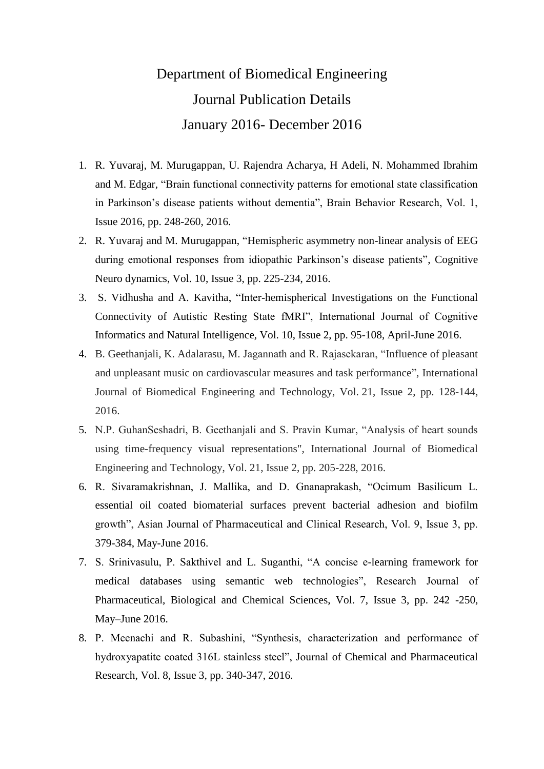# Department of Biomedical Engineering

## Journal Publication Details

## January 2016- December 2016

1. R. Yuvaraj, M. Murugappan, U. Rajendra Acharya, H Adeli, N. Mohammed Ibrahim and M. Edgar, "Brain functional connectivity patterns for emotional state classification in Parkinson's disease patients without dementia", Brain Behavior Research, Vol. 1, Issue 2016, pp. 248-260, 2016.
2. R. Yuvaraj and M. Murugappan, "Hemispheric asymmetry non-linear analysis of EEG during emotional responses from idiopathic Parkinson's disease patients", Cognitive Neuro dynamics, Vol. 10, Issue 3, pp. 225-234, 2016.
3. S. Vidhusha and A. Kavitha, "Inter-hemispherical Investigations on the Functional Connectivity of Autistic Resting State fMRI", International Journal of Cognitive Informatics and Natural Intelligence, Vol. 10, Issue 2, pp. 95-108, April-June 2016.
4. B. Geethanjali, K. Adalarasu, M. Jagannath and R. Rajasekaran, "Influence of pleasant and unpleasant music on cardiovascular measures and task performance", International Journal of Biomedical Engineering and Technology, Vol. 21, Issue 2, pp. 128-144, 2016.
5. N.P. GuhanSeshadri, B. Geethanjali and S. Pravin Kumar, "Analysis of heart sounds using time-frequency visual representations", International Journal of Biomedical Engineering and Technology, Vol. 21, Issue 2, pp. 205-228, 2016.
6. R. Sivaramakrishnan, J. Mallika, and D. Gnanaprakash, "Ocimum Basilicum L. essential oil coated biomaterial surfaces prevent bacterial adhesion and biofilm growth", Asian Journal of Pharmaceutical and Clinical Research, Vol. 9, Issue 3, pp. 379-384, May-June 2016.
7. S. Srinivasulu, P. Sakthivel and L. Suganthi, "A concise e-learning framework for medical databases using semantic web technologies", Research Journal of Pharmaceutical, Biological and Chemical Sciences, Vol. 7, Issue 3, pp. 242 -250, May–June 2016.
8. P. Meenachi and R. Subashini, "Synthesis, characterization and performance of hydroxyapatite coated 316L stainless steel", Journal of Chemical and Pharmaceutical Research, Vol. 8, Issue 3, pp. 340-347, 2016.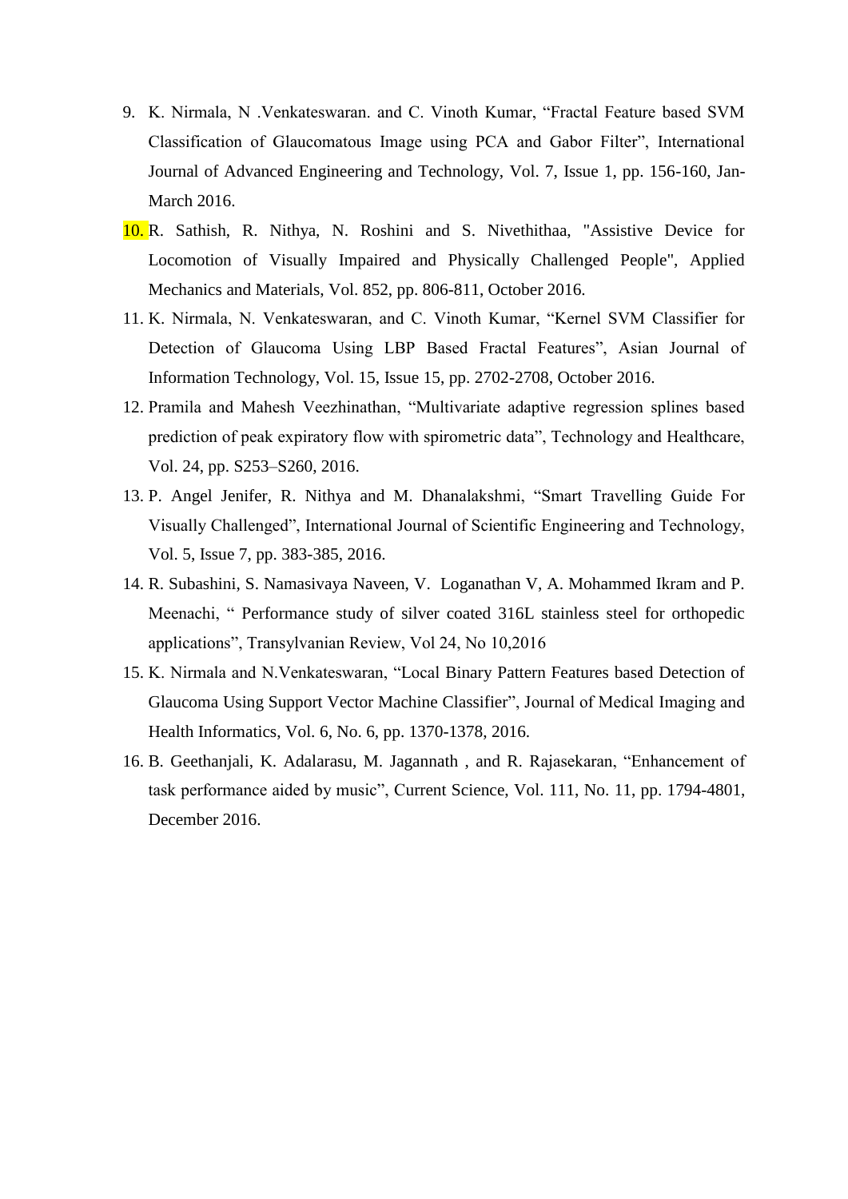9. K. Nirmala, N .Venkateswaran. and C. Vinoth Kumar, "Fractal Feature based SVM Classification of Glaucomatous Image using PCA and Gabor Filter", International Journal of Advanced Engineering and Technology, Vol. 7, Issue 1, pp. 156-160, Jan-March 2016.
10. R. Sathish, R. Nithya, N. Roshini and S. Nivethithaa, "Assistive Device for Locomotion of Visually Impaired and Physically Challenged People", Applied Mechanics and Materials, Vol. 852, pp. 806-811, October 2016.
11. K. Nirmala, N. Venkateswaran, and C. Vinoth Kumar, "Kernel SVM Classifier for Detection of Glaucoma Using LBP Based Fractal Features", Asian Journal of Information Technology, Vol. 15, Issue 15, pp. 2702-2708, October 2016.
12. Pramila and Mahesh Veezhinathan, "Multivariate adaptive regression splines based prediction of peak expiratory flow with spirometric data", Technology and Healthcare, Vol. 24, pp. S253–S260, 2016.
13. P. Angel Jenifer, R. Nithya and M. Dhanalakshmi, "Smart Travelling Guide For Visually Challenged", International Journal of Scientific Engineering and Technology, Vol. 5, Issue 7, pp. 383-385, 2016.
14. R. Subashini, S. Namasivaya Naveen, V. Loganathan V, A. Mohammed Ikram and P. Meenachi, " Performance study of silver coated 316L stainless steel for orthopedic applications", Transylvanian Review, Vol 24, No 10,2016
15. K. Nirmala and N.Venkateswaran, "Local Binary Pattern Features based Detection of Glaucoma Using Support Vector Machine Classifier", Journal of Medical Imaging and Health Informatics, Vol. 6, No. 6, pp. 1370-1378, 2016.
16. B. Geethanjali, K. Adalarasu, M. Jagannath , and R. Rajasekaran, "Enhancement of task performance aided by music", Current Science, Vol. 111, No. 11, pp. 1794-4801, December 2016.